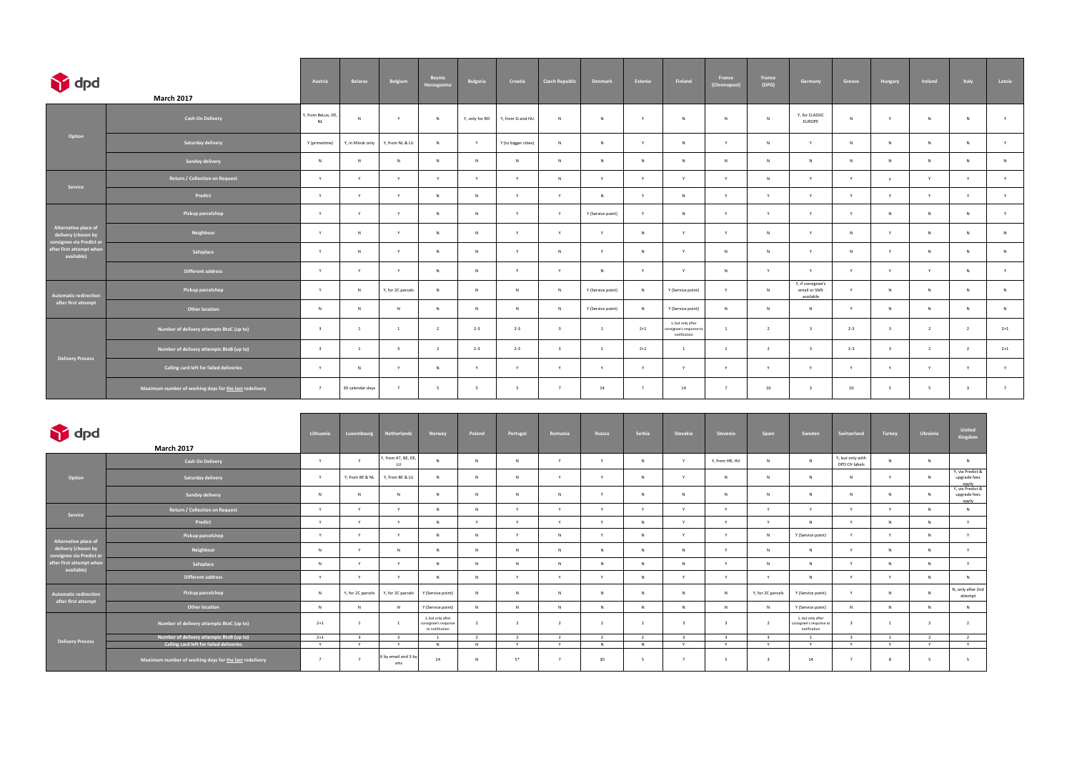## dpd — March 2017

| | | Austria | Belarus | Belgium | Bosnia Herzegovina | Bulgaria | Croatia | Czech Republic | Denmark | Estonia | Finland | France (Chronopost) | France (DPD) | Germany | Greece | Hungary | Ireland | Italy | Latvia |
|---|---|---|---|---|---|---|---|---|---|---|---|---|---|---|---|---|---|---|---|
| Option | Cash On Delivery | Y, from BeLux, DE, NL | N | Y | N | Y, only for RO | Y, from SI and HU | N | N | Y | N | N | N | Y, for CLASSIC EUROPE | N | Y | N | N | Y |
| | Saturday delivery | Y (primetime) | Y, in Minsk only | Y, from NL & LU | N | Y | Y (to bigger cities) | N | N | Y | N | Y | N | Y | N | N | N | N | Y |
| | Sunday delivery | N | N | N | N | N | N | N | N | N | N | N | N | N | N | N | N | N | N |
| Service | Return / Collection on Request | Y | Y | Y | Y | Y | Y | N | Y | Y | Y | Y | N | Y | Y | y | Y | Y | Y |
| | Predict | Y | Y | Y | N | N | Y | Y | N | Y | N | Y | Y | Y | Y | Y | Y | Y | Y |
| Alternative place of delivery (chosen by consignee via Predict or after first attempt when available) | Pickup parcelshop | Y | Y | Y | N | N | Y | Y | Y (Service point) | Y | N | Y | Y | Y | Y | N | N | N | Y |
| | Neighbour | Y | N | Y | N | N | Y | Y | Y | N | Y | Y | N | Y | N | Y | N | N | N |
| | Safeplace | Y | N | Y | N | N | Y | N | Y | N | Y | N | N | Y | N | Y | N | N | N |
| | Different address | Y | Y | Y | N | N | Y | Y | N | Y | Y | N | Y | Y | Y | Y | Y | N | Y |
| Automatic redirection after first attempt | Pickup parcelshop | Y | N | Y, for 2C parcels | N | N | N | N | Y (Service point) | N | Y (Service point) | Y | N | Y, if consignee's email or SMS available | Y | N | N | N | N |
| | Other location | N | N | N | N | N | N | N | Y (Service point) | N | Y (Service point) | N | N | N | Y | N | N | N | N |
| Delivery Process | Number of delivery attempts BtoC (up to) | 3 | 1 | 1 | 2 | 2-3 | 2-3 | 3 | 1 | 2+1 | 1, but only after consignee's response to notification | 1 | 2 | 3 | 2-3 | 3 | 2 | 2 | 2+1 |
| | Number of delivery attempts BtoB (up to) | 3 | 1 | 3 | 2 | 2-3 | 2-3 | 3 | 1 | 2+1 | 1 | 1 | 2 | 3 | 2-3 | 3 | 2 | 2 | 2+1 |
| | Calling card left for failed deliveries | Y | N | Y | N | Y | Y | Y | Y | Y | Y | Y | Y | Y | Y | Y | Y | Y | Y |
| | Maximum number of working days for the last redelivery | 7 | 30 calendar days | 7 | 5 | 5 | 5 | 7 | 14 | 7 | 14 | 7 | 10 | 3 | 10 | 5 | 5 | 3 | 7 |

## dpd — March 2017

| | | Lithuania | Luxembourg | Netherlands | Norway | Poland | Portugal | Romania | Russia | Serbia | Slovakia | Slovenia | Spain | Sweden | Switzerland | Turkey | Ukrainia | United Kingdom |
|---|---|---|---|---|---|---|---|---|---|---|---|---|---|---|---|---|---|---|
| Option | Cash On Delivery | Y | Y | Y, from AT, BE, DE, LU | N | N | N | Y | Y | N | Y | Y, from HR, HU | N | N | Y, but only with DPD CH labels | N | N | N |
| | Saturday delivery | Y | Y, from BE & NL | Y, from BE & LU | N | N | N | Y | Y | N | Y | N | N | N | N | Y | N | Y, via Predict & upgrade fees apply |
| | Sunday delivery | N | N | N | N | N | N | N | Y | N | N | N | N | N | N | N | N | Y, via Predict & upgrade fees apply |
| Service | Return / Collection on Request | Y | Y | Y | N | N | Y | Y | Y | Y | Y | Y | Y | Y | Y | Y | N | N |
| | Predict | Y | Y | Y | N | Y | Y | Y | Y | N | Y | Y | Y | N | Y | N | N | Y |
| Alternative place of delivery (chosen by consignee via Predict or after first attempt when available) | Pickup parcelshop | Y | Y | Y | N | N | Y | N | Y | N | Y | Y | N | Y (Service point) | Y | Y | N | Y |
| | Neighbour | N | Y | N | N | N | N | N | N | N | N | Y | N | N | Y | N | N | Y |
| | Safeplace | N | Y | Y | N | N | N | N | N | N | N | Y | N | N | Y | N | N | Y |
| | Different address | Y | Y | Y | N | N | Y | Y | Y | N | Y | Y | Y | N | Y | Y | N | N |
| Automatic redirection after first attempt | Pickup parcelshop | N | Y, for 2C parcels | Y, for 2C parcels | Y (Service point) | N | N | N | N | N | N | N | Y, for 2C parcels | Y (Service point) | Y | N | N | N, only after 2nd attempt |
| | Other location | N | N | N | Y (Service point) | N | N | N | N | N | N | N | N | Y (Service point) | N | N | N | N |
| Delivery Process | Number of delivery attempts BtoC (up to) | 2+1 | 1 | 1 | 1, but only after consignee's response to notification | 2 | 2 | 2 | 2 | 2 | 3 | 3 | 2 | 1, but only after consignee's response to notification | 3 | 1 | 2 | 2 |
| | Number of delivery attempts BtoB (up to) | 2+1 | 3 | 3 | 1 | 2 | 2 | 2 | 2 | 2 | 3 | 3 | 3 | 1 | 3 | 1 | 2 | 2 |
| | Calling card left for failed deliveries | Y | Y | Y | N | N | Y | Y | N | N | Y | Y | Y | Y | Y | Y | Y | Y |
| | Maximum number of working days for the last redelivery | 7 | 7 | 6 by email and 3 by sms | 14 | N | 5* | 7 | 30 | 5 | 7 | 5 | 3 | 14 | 7 | 8 | 5 | 5 |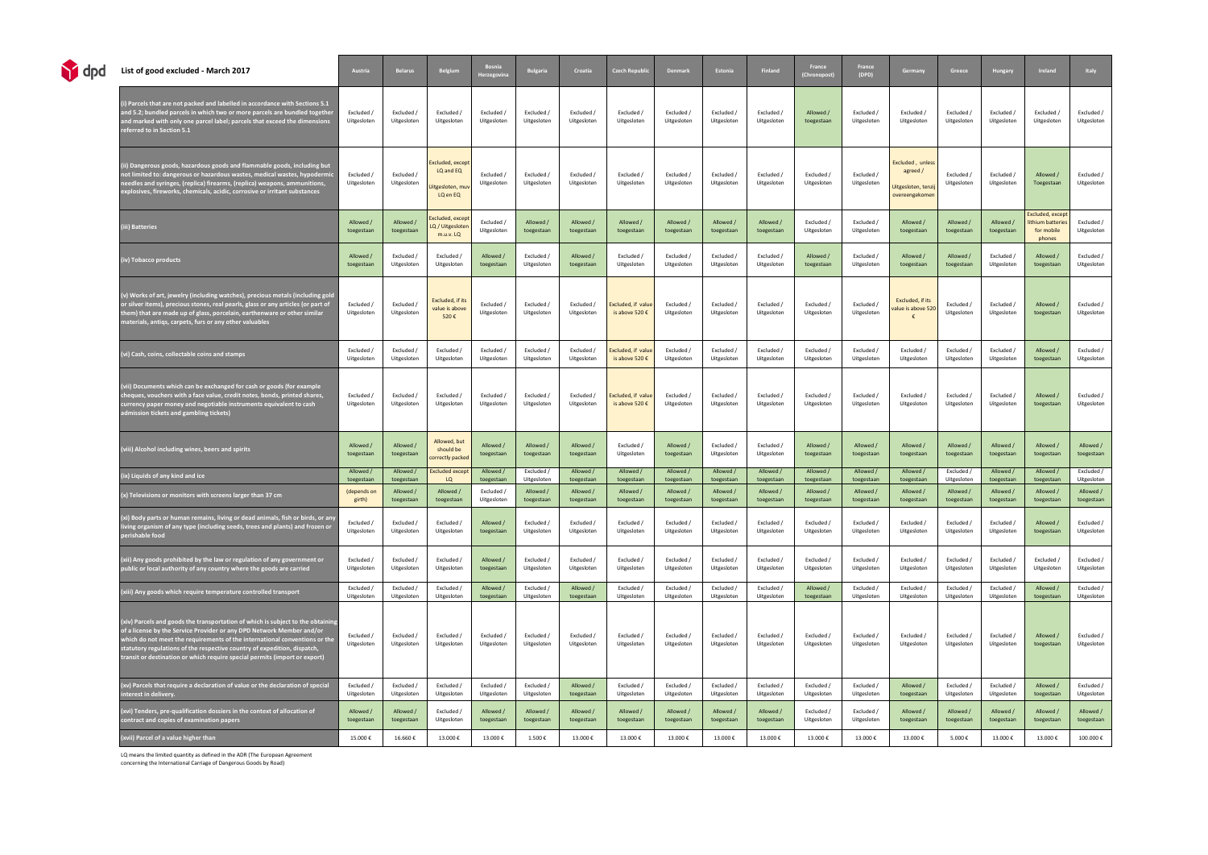# List of good excluded - March 2017

| | Austria | Belarus | Belgium | Bosnia Herzegovina | Bulgaria | Croatia | Czech Republic | Denmark | Estonia | Finland | France (Chronopost) | France (DPD) | Germany | Greece | Hungary | Ireland | Italy |
|---|---|---|---|---|---|---|---|---|---|---|---|---|---|---|---|---|---|
| (i) Parcels that are not packed and labelled in accordance with Sections 5.1 and 5.2; bundled parcels in which two or more parcels are bundled together and marked with only one parcel label; parcels that exceed the dimensions referred to in Section 5.1 | Excluded / Uitgesloten | Excluded / Uitgesloten | Excluded / Uitgesloten | Excluded / Uitgesloten | Excluded / Uitgesloten | Excluded / Uitgesloten | Excluded / Uitgesloten | Excluded / Uitgesloten | Excluded / Uitgesloten | Excluded / Uitgesloten | Allowed / toegestaan | Excluded / Uitgesloten | Excluded / Uitgesloten | Excluded / Uitgesloten | Excluded / Uitgesloten | Excluded / Uitgesloten | Excluded / Uitgesloten |
| (ii) Dangerous goods, hazardous goods and flammable goods, including but not limited to: dangerous or hazardous wastes, medical wastes, hypodermic needles and syringes, (replica) firearms, (replica) weapons, ammunitions, explosives, fireworks, chemicals, acidic, corrosive or irritant substances | Excluded / Uitgesloten | Excluded / Uitgesloten | Excluded, except LQ and EQ Uitgesloten, muv LQ en EQ | Excluded / Uitgesloten | Excluded / Uitgesloten | Excluded / Uitgesloten | Excluded / Uitgesloten | Excluded / Uitgesloten | Excluded / Uitgesloten | Excluded / Uitgesloten | Excluded / Uitgesloten | Excluded / Uitgesloten | Excluded , unless agreed / Uitgesloten, tenzij overeengekomen | Excluded / Uitgesloten | Excluded / Uitgesloten | Allowed / Toegestaan | Excluded / Uitgesloten |
| (iii) Batteries | Allowed / toegestaan | Allowed / toegestaan | Excluded, except LQ / Uitgesloten m.u.v. LQ | Excluded / Uitgesloten | Allowed / toegestaan | Allowed / toegestaan | Allowed / toegestaan | Allowed / toegestaan | Allowed / toegestaan | Allowed / toegestaan | Excluded / Uitgesloten | Excluded / Uitgesloten | Allowed / toegestaan | Allowed / toegestaan | Allowed / toegestaan | Excluded, except lithium batteries for mobile phones | Excluded / Uitgesloten |
| (iv) Tobacco products | Allowed / toegestaan | Excluded / Uitgesloten | Excluded / Uitgesloten | Allowed / toegestaan | Excluded / Uitgesloten | Excluded / Uitgesloten | Excluded / Uitgesloten | Excluded / Uitgesloten | Excluded / Uitgesloten | Excluded / Uitgesloten | Allowed / toegestaan | Excluded / Uitgesloten | Allowed / toegestaan | Allowed / toegestaan | Excluded / Uitgesloten | Allowed / toegestaan | Excluded / Uitgesloten |
| (v) Works of art, jewelry (including watches), precious metals (including gold or silver items), precious stones, real pearls, glass or any articles (or part of them) that are made up of glass, porcelain, earthenware or other similar materials, antiqs, carpets, furs or any other valuables | Excluded / Uitgesloten | Excluded / Uitgesloten | Excluded, if its value is above 520 € | Excluded / Uitgesloten | Excluded / Uitgesloten | Excluded / Uitgesloten | Excluded, if value is above 520 € | Excluded / Uitgesloten | Excluded / Uitgesloten | Excluded / Uitgesloten | Excluded / Uitgesloten | Excluded / Uitgesloten | Excluded, if its value is above 520 € | Excluded / Uitgesloten | Excluded / Uitgesloten | Allowed / toegestaan | Excluded / Uitgesloten |
| (vi) Cash, coins, collectable coins and stamps | Excluded / Uitgesloten | Excluded / Uitgesloten | Excluded / Uitgesloten | Excluded / Uitgesloten | Excluded / Uitgesloten | Excluded / Uitgesloten | Excluded, if value is above 520 € | Excluded / Uitgesloten | Excluded / Uitgesloten | Excluded / Uitgesloten | Excluded / Uitgesloten | Excluded / Uitgesloten | Excluded / Uitgesloten | Excluded / Uitgesloten | Excluded / Uitgesloten | Allowed / toegestaan | Excluded / Uitgesloten |
| (vii) Documents which can be exchanged for cash or goods (for example cheques, vouchers with a face value, credit notes, bonds, printed shares, currency paper money and negotiable instruments equivalent to cash admission tickets and gambling tickets) | Excluded / Uitgesloten | Excluded / Uitgesloten | Excluded / Uitgesloten | Excluded / Uitgesloten | Excluded / Uitgesloten | Excluded / Uitgesloten | Excluded, if value is above 520 € | Excluded / Uitgesloten | Excluded / Uitgesloten | Excluded / Uitgesloten | Excluded / Uitgesloten | Excluded / Uitgesloten | Excluded / Uitgesloten | Excluded / Uitgesloten | Excluded / Uitgesloten | Allowed / toegestaan | Excluded / Uitgesloten |
| (viii) Alcohol including wines, beers and spirits | Allowed / toegestaan | Allowed / toegestaan | Allowed, but should be correctly packed | Allowed / toegestaan | Allowed / toegestaan | Allowed / toegestaan | Excluded / Uitgesloten | Allowed / toegestaan | Excluded / Uitgesloten | Excluded / Uitgesloten | Allowed / toegestaan | Allowed / toegestaan | Allowed / toegestaan | Allowed / toegestaan | Allowed / toegestaan | Allowed / toegestaan | Allowed / toegestaan |
| (ix) Liquids of any kind and ice | Allowed / toegestaan | Allowed / toegestaan | Excluded except LQ | Allowed / toegestaan | Excluded / Uitgesloten | Allowed / toegestaan | Allowed / toegestaan | Allowed / toegestaan | Allowed / toegestaan | Allowed / toegestaan | Allowed / toegestaan | Allowed / toegestaan | Allowed / toegestaan | Excluded / Uitgesloten | Allowed / toegestaan | Allowed / toegestaan | Excluded / Uitgesloten |
| (x) Televisions or monitors with screens larger than 37 cm | (depends on girth) | Allowed / toegestaan | Allowed / toegestaan | Excluded / Uitgesloten | Allowed / toegestaan | Allowed / toegestaan | Allowed / toegestaan | Allowed / toegestaan | Allowed / toegestaan | Allowed / toegestaan | Allowed / toegestaan | Allowed / toegestaan | Allowed / toegestaan | Allowed / toegestaan | Allowed / toegestaan | Allowed / toegestaan | Allowed / toegestaan |
| (xi) Body parts or human remains, living or dead animals, fish or birds, or any living organism of any type (including seeds, trees and plants) and frozen or perishable food | Excluded / Uitgesloten | Excluded / Uitgesloten | Excluded / Uitgesloten | Allowed / toegestaan | Excluded / Uitgesloten | Excluded / Uitgesloten | Excluded / Uitgesloten | Excluded / Uitgesloten | Excluded / Uitgesloten | Excluded / Uitgesloten | Excluded / Uitgesloten | Excluded / Uitgesloten | Excluded / Uitgesloten | Excluded / Uitgesloten | Excluded / Uitgesloten | Allowed / toegestaan | Excluded / Uitgesloten |
| (xii) Any goods prohibited by the law or regulation of any government or public or local authority of any country where the goods are carried | Excluded / Uitgesloten | Excluded / Uitgesloten | Excluded / Uitgesloten | Allowed / toegestaan | Excluded / Uitgesloten | Excluded / Uitgesloten | Excluded / Uitgesloten | Excluded / Uitgesloten | Excluded / Uitgesloten | Excluded / Uitgesloten | Excluded / Uitgesloten | Excluded / Uitgesloten | Excluded / Uitgesloten | Excluded / Uitgesloten | Excluded / Uitgesloten | Excluded / Uitgesloten | Excluded / Uitgesloten |
| (xiii) Any goods which require temperature controlled transport | Excluded / Uitgesloten | Excluded / Uitgesloten | Excluded / Uitgesloten | Allowed / toegestaan | Excluded / Uitgesloten | Allowed / toegestaan | Excluded / Uitgesloten | Excluded / Uitgesloten | Excluded / Uitgesloten | Excluded / Uitgesloten | Allowed / toegestaan | Excluded / Uitgesloten | Excluded / Uitgesloten | Excluded / Uitgesloten | Excluded / Uitgesloten | Allowed / toegestaan | Excluded / Uitgesloten |
| (xiv) Parcels and goods the transportation of which is subject to the obtaining of a license by the Service Provider or any DPD Network Member and/or which do not meet the requirements of the international conventions or the statutory regulations of the respective country of expedition, dispatch, transit or destination or which require special permits (import or export) | Excluded / Uitgesloten | Excluded / Uitgesloten | Excluded / Uitgesloten | Excluded / Uitgesloten | Excluded / Uitgesloten | Excluded / Uitgesloten | Excluded / Uitgesloten | Excluded / Uitgesloten | Excluded / Uitgesloten | Excluded / Uitgesloten | Excluded / Uitgesloten | Excluded / Uitgesloten | Excluded / Uitgesloten | Excluded / Uitgesloten | Excluded / Uitgesloten | Allowed / toegestaan | Excluded / Uitgesloten |
| (xv) Parcels that require a declaration of value or the declaration of special interest in delivery. | Excluded / Uitgesloten | Excluded / Uitgesloten | Excluded / Uitgesloten | Excluded / Uitgesloten | Excluded / Uitgesloten | Allowed / toegestaan | Excluded / Uitgesloten | Excluded / Uitgesloten | Excluded / Uitgesloten | Excluded / Uitgesloten | Excluded / Uitgesloten | Excluded / Uitgesloten | Allowed / toegestaan | Excluded / Uitgesloten | Excluded / Uitgesloten | Allowed / toegestaan | Excluded / Uitgesloten |
| (xvi) Tenders, pre-qualification dossiers in the context of allocation of contract and copies of examination papers | Allowed / toegestaan | Allowed / toegestaan | Excluded / Uitgesloten | Allowed / toegestaan | Allowed / toegestaan | Allowed / toegestaan | Allowed / toegestaan | Allowed / toegestaan | Allowed / toegestaan | Allowed / toegestaan | Excluded / Uitgesloten | Excluded / Uitgesloten | Allowed / toegestaan | Allowed / toegestaan | Allowed / toegestaan | Allowed / toegestaan | Allowed / toegestaan |
| (xvii) Parcel of a value higher than | 15.000 € | 16.660 € | 13.000 € | 13.000 € | 1.500 € | 13.000 € | 13.000 € | 13.000 € | 13.000 € | 13.000 € | 13.000 € | 13.000 € | 13.000 € | 5.000 € | 13.000 € | 13.000 € | 100.000 € |

LQ means the limited quantity as defined in the ADR (The European Agreement concerning the International Carriage of Dangerous Goods by Road)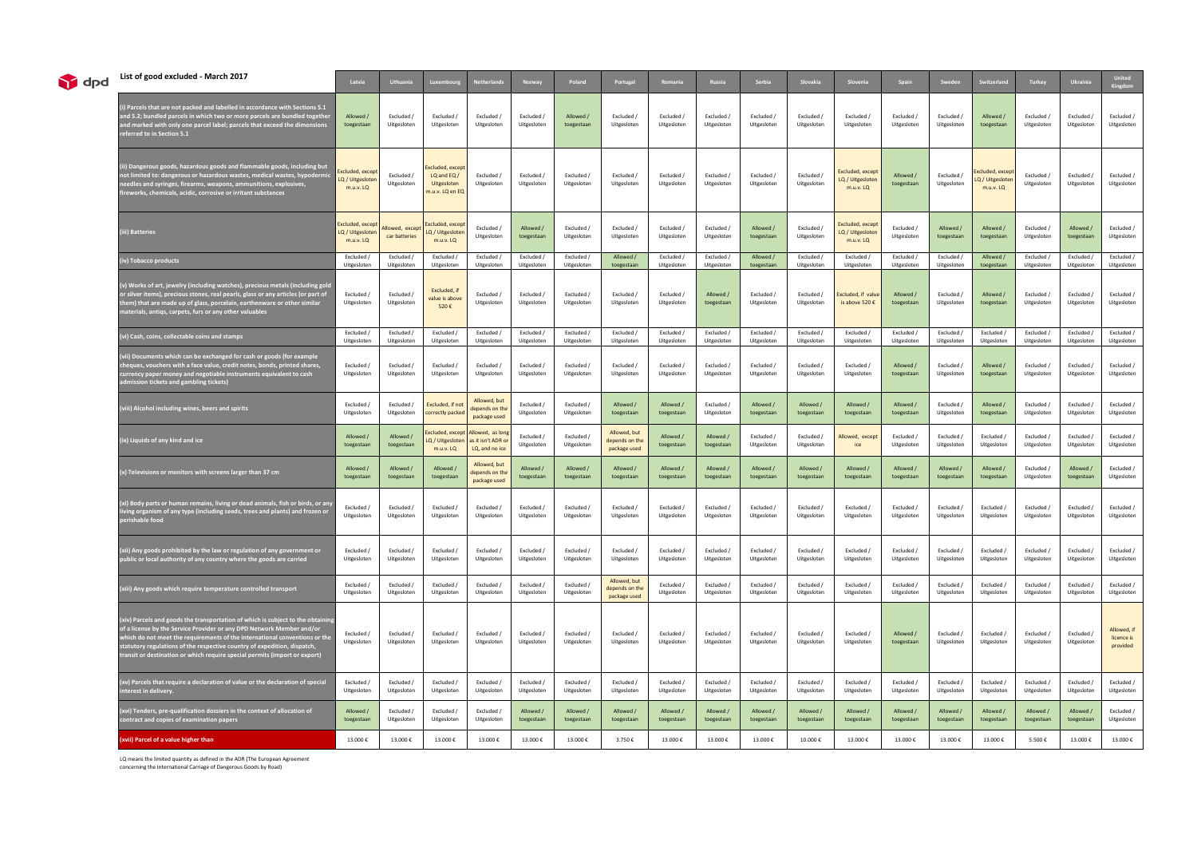# List of good excluded - March 2017

| | Latvia | Lithuania | Luxembourg | Netherlands | Norway | Poland | Portugal | Romania | Russia | Serbia | Slovakia | Slovenia | Spain | Sweden | Switzerland | Turkey | Ukrainia | United Kingdom |
|---|---|---|---|---|---|---|---|---|---|---|---|---|---|---|---|---|---|---|
| (i) Parcels that are not packed and labelled in accordance with Sections 5.1 and 5.2; bundled parcels in which two or more parcels are bundled together and marked with only one parcel label; parcels that exceed the dimensions referred to in Section 5.1 | Allowed / toegestaan | Excluded / Uitgesloten | Excluded / Uitgesloten | Excluded / Uitgesloten | Excluded / Uitgesloten | Allowed / toegestaan | Excluded / Uitgesloten | Excluded / Uitgesloten | Excluded / Uitgesloten | Excluded / Uitgesloten | Excluded / Uitgesloten | Excluded / Uitgesloten | Excluded / Uitgesloten | Excluded / Uitgesloten | Allowed / toegestaan | Excluded / Uitgesloten | Excluded / Uitgesloten | Excluded / Uitgesloten |
| (ii) Dangerous goods, hazardous goods and flammable goods, including but not limited to: dangerous or hazardous wastes, medical wastes, hypodermic needles and syringes, firearms, weapons, ammunitions, explosives, fireworks, chemicals, acidic, corrosive or irritant substances | Excluded, except LQ / Uitgesloten m.u.v. LQ | Excluded / Uitgesloten | Excluded, except LQ and EQ / Uitgesloten m.u.v. LQ en EQ | Excluded / Uitgesloten | Excluded / Uitgesloten | Excluded / Uitgesloten | Excluded / Uitgesloten | Excluded / Uitgesloten | Excluded / Uitgesloten | Excluded / Uitgesloten | Excluded / Uitgesloten | Excluded, except LQ / Uitgesloten m.u.v. LQ | Allowed / toegestaan | Excluded / Uitgesloten | Excluded, except LQ / Uitgesloten m.u.v. LQ | Excluded / Uitgesloten | Excluded / Uitgesloten | Excluded / Uitgesloten |
| (iii) Batteries | Excluded, except LQ / Uitgesloten m.u.v. LQ | Allowed, except car batteries | Excluded, except LQ / Uitgesloten m.u.v. LQ | Excluded / Uitgesloten | Allowed / toegestaan | Excluded / Uitgesloten | Excluded / Uitgesloten | Excluded / Uitgesloten | Excluded / Uitgesloten | Allowed / toegestaan | Excluded / Uitgesloten | Excluded, except LQ / Uitgesloten m.u.v. LQ | Excluded / Uitgesloten | Allowed / toegestaan | Allowed / toegestaan | Excluded / Uitgesloten | Allowed / toegestaan | Excluded / Uitgesloten |
| (iv) Tobacco products | Excluded / Uitgesloten | Excluded / Uitgesloten | Excluded / Uitgesloten | Excluded / Uitgesloten | Excluded / Uitgesloten | Excluded / Uitgesloten | Allowed / toegestaan | Excluded / Uitgesloten | Excluded / Uitgesloten | Allowed / toegestaan | Excluded / Uitgesloten | Excluded / Uitgesloten | Excluded / Uitgesloten | Excluded / Uitgesloten | Allowed / toegestaan | Excluded / Uitgesloten | Excluded / Uitgesloten | Excluded / Uitgesloten |
| (v) Works of art, jewelry (including watches), precious metals (including gold or silver items), precious stones, real pearls, glass or any articles (or part of them) that are made up of glass, porcelain, earthenware or other similar materials, antiqs, carpets, furs or any other valuables | Excluded / Uitgesloten | Excluded / Uitgesloten | Excluded, if value is above 520 € | Excluded / Uitgesloten | Excluded / Uitgesloten | Excluded / Uitgesloten | Excluded / Uitgesloten | Excluded / Uitgesloten | Allowed / toegestaan | Excluded / Uitgesloten | Excluded / Uitgesloten | Excluded, if value is above 520 € | Allowed / toegestaan | Excluded / Uitgesloten | Allowed / toegestaan | Excluded / Uitgesloten | Excluded / Uitgesloten | Excluded / Uitgesloten |
| (vi) Cash, coins, collectable coins and stamps | Excluded / Uitgesloten | Excluded / Uitgesloten | Excluded / Uitgesloten | Excluded / Uitgesloten | Excluded / Uitgesloten | Excluded / Uitgesloten | Excluded / Uitgesloten | Excluded / Uitgesloten | Excluded / Uitgesloten | Excluded / Uitgesloten | Excluded / Uitgesloten | Excluded / Uitgesloten | Excluded / Uitgesloten | Excluded / Uitgesloten | Excluded / Uitgesloten | Excluded / Uitgesloten | Excluded / Uitgesloten | Excluded / Uitgesloten |
| (vii) Documents which can be exchanged for cash or goods (for example cheques, vouchers with a face value, credit notes, bonds, printed shares, currency paper money and negotiable instruments equivalent to cash admission tickets and gambling tickets) | Excluded / Uitgesloten | Excluded / Uitgesloten | Excluded / Uitgesloten | Excluded / Uitgesloten | Excluded / Uitgesloten | Excluded / Uitgesloten | Excluded / Uitgesloten | Excluded / Uitgesloten | Excluded / Uitgesloten | Excluded / Uitgesloten | Excluded / Uitgesloten | Excluded / Uitgesloten | Allowed / toegestaan | Excluded / Uitgesloten | Allowed / toegestaan | Excluded / Uitgesloten | Excluded / Uitgesloten | Excluded / Uitgesloten |
| (viii) Alcohol including wines, beers and spirits | Excluded / Uitgesloten | Excluded / Uitgesloten | Excluded, if not correctly packed | Allowed, but depends on the package used | Excluded / Uitgesloten | Excluded / Uitgesloten | Allowed / toegestaan | Allowed / toegestaan | Excluded / Uitgesloten | Allowed / toegestaan | Allowed / toegestaan | Allowed / toegestaan | Allowed / toegestaan | Excluded / Uitgesloten | Allowed / toegestaan | Excluded / Uitgesloten | Excluded / Uitgesloten | Excluded / Uitgesloten |
| (ix) Liquids of any kind and ice | Allowed / toegestaan | Allowed / toegestaan | Excluded, except LQ / Uitgesloten m.u.v. LQ | Allowed, as long as it isn't ADR or LQ, and no ice | Excluded / Uitgesloten | Excluded / Uitgesloten | Allowed, but depends on the package used | Allowed / toegestaan | Allowed / toegestaan | Excluded / Uitgesloten | Excluded / Uitgesloten | Allowed, except ice | Excluded / Uitgesloten | Excluded / Uitgesloten | Excluded / Uitgesloten | Excluded / Uitgesloten | Excluded / Uitgesloten | Excluded / Uitgesloten |
| (x) Televisions or monitors with screens larger than 37 cm | Allowed / toegestaan | Allowed / toegestaan | Allowed / toegestaan | Allowed, but depends on the package used | Allowed / toegestaan | Allowed / toegestaan | Allowed / toegestaan | Allowed / toegestaan | Allowed / toegestaan | Allowed / toegestaan | Allowed / toegestaan | Allowed / toegestaan | Allowed / toegestaan | Allowed / toegestaan | Allowed / toegestaan | Excluded / Uitgesloten | Allowed / toegestaan | Excluded / Uitgesloten |
| (xi) Body parts or human remains, living or dead animals, fish or birds, or any living organism of any type (including seeds, trees and plants) and frozen or perishable food | Excluded / Uitgesloten | Excluded / Uitgesloten | Excluded / Uitgesloten | Excluded / Uitgesloten | Excluded / Uitgesloten | Excluded / Uitgesloten | Excluded / Uitgesloten | Excluded / Uitgesloten | Excluded / Uitgesloten | Excluded / Uitgesloten | Excluded / Uitgesloten | Excluded / Uitgesloten | Excluded / Uitgesloten | Excluded / Uitgesloten | Excluded / Uitgesloten | Excluded / Uitgesloten | Excluded / Uitgesloten | Excluded / Uitgesloten |
| (xii) Any goods prohibited by the law or regulation of any government or public or local authority of any country where the goods are carried | Excluded / Uitgesloten | Excluded / Uitgesloten | Excluded / Uitgesloten | Excluded / Uitgesloten | Excluded / Uitgesloten | Excluded / Uitgesloten | Excluded / Uitgesloten | Excluded / Uitgesloten | Excluded / Uitgesloten | Excluded / Uitgesloten | Excluded / Uitgesloten | Excluded / Uitgesloten | Excluded / Uitgesloten | Excluded / Uitgesloten | Excluded / Uitgesloten | Excluded / Uitgesloten | Excluded / Uitgesloten | Excluded / Uitgesloten |
| (xiii) Any goods which require temperature controlled transport | Excluded / Uitgesloten | Excluded / Uitgesloten | Excluded / Uitgesloten | Excluded / Uitgesloten | Excluded / Uitgesloten | Excluded / Uitgesloten | Allowed, but depends on the package used | Excluded / Uitgesloten | Excluded / Uitgesloten | Excluded / Uitgesloten | Excluded / Uitgesloten | Excluded / Uitgesloten | Excluded / Uitgesloten | Excluded / Uitgesloten | Excluded / Uitgesloten | Excluded / Uitgesloten | Excluded / Uitgesloten | Excluded / Uitgesloten |
| (xiv) Parcels and goods the transportation of which is subject to the obtaining of a license by the Service Provider or any DPD Network Member and/or which do not meet the requirements of the international conventions or the statutory regulations of the respective country of expedition, dispatch, transit or destination or which require special permits (import or export) | Excluded / Uitgesloten | Excluded / Uitgesloten | Excluded / Uitgesloten | Excluded / Uitgesloten | Excluded / Uitgesloten | Excluded / Uitgesloten | Excluded / Uitgesloten | Excluded / Uitgesloten | Excluded / Uitgesloten | Excluded / Uitgesloten | Excluded / Uitgesloten | Excluded / Uitgesloten | Allowed / toegestaan | Excluded / Uitgesloten | Excluded / Uitgesloten | Excluded / Uitgesloten | Excluded / Uitgesloten | Allowed, if licence is provided |
| (xv) Parcels that require a declaration of value or the declaration of special interest in delivery. | Excluded / Uitgesloten | Excluded / Uitgesloten | Excluded / Uitgesloten | Excluded / Uitgesloten | Excluded / Uitgesloten | Excluded / Uitgesloten | Excluded / Uitgesloten | Excluded / Uitgesloten | Excluded / Uitgesloten | Excluded / Uitgesloten | Excluded / Uitgesloten | Excluded / Uitgesloten | Excluded / Uitgesloten | Excluded / Uitgesloten | Excluded / Uitgesloten | Excluded / Uitgesloten | Excluded / Uitgesloten | Excluded / Uitgesloten |
| (xvi) Tenders, pre-qualification dossiers in the context of allocation of contract and copies of examination papers | Allowed / toegestaan | Excluded / Uitgesloten | Excluded / Uitgesloten | Excluded / Uitgesloten | Allowed / toegestaan | Allowed / toegestaan | Allowed / toegestaan | Allowed / toegestaan | Allowed / toegestaan | Allowed / toegestaan | Allowed / toegestaan | Allowed / toegestaan | Allowed / toegestaan | Allowed / toegestaan | Allowed / toegestaan | Allowed / toegestaan | Allowed / toegestaan | Excluded / Uitgesloten |
| (xvii) Parcel of a value higher than | 13.000 € | 13.000 € | 13.000 € | 13.000 € | 13.000 € | 13.000 € | 3.750 € | 13.000 € | 13.000 € | 13.000 € | 10.000 € | 13.000 € | 13.000 € | 13.000 € | 13.000 € | 5.500 € | 13.000 € | 13.000 € |

LQ means the limited quantity as defined in the ADR (The European Agreement concerning the International Carriage of Dangerous Goods by Road)